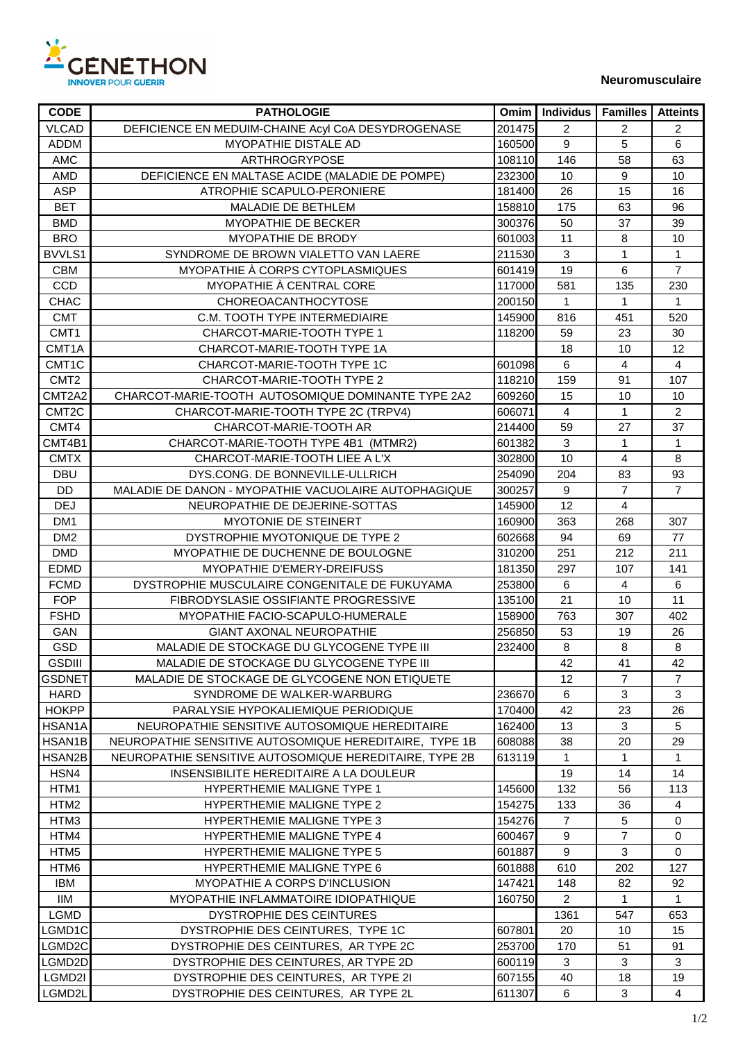GÉNÉTHON
INNOVER POUR GUERIR

**Neuromusculaire**

| CODE | PATHOLOGIE | Omim | Individus | Familles | Atteints |
|---|---|---|---|---|---|
| VLCAD | DEFICIENCE EN MEDUIM-CHAINE Acyl CoA DESYDROGENASE | 201475 | 2 | 2 | 2 |
| ADDM | MYOPATHIE DISTALE AD | 160500 | 9 | 5 | 6 |
| AMC | ARTHROGRYPOSE | 108110 | 146 | 58 | 63 |
| AMD | DEFICIENCE EN MALTASE ACIDE (MALADIE DE POMPE) | 232300 | 10 | 9 | 10 |
| ASP | ATROPHIE SCAPULO-PERONIERE | 181400 | 26 | 15 | 16 |
| BET | MALADIE DE BETHLEM | 158810 | 175 | 63 | 96 |
| BMD | MYOPATHIE DE BECKER | 300376 | 50 | 37 | 39 |
| BRO | MYOPATHIE DE BRODY | 601003 | 11 | 8 | 10 |
| BVVLS1 | SYNDROME DE BROWN VIALETTO VAN LAERE | 211530 | 3 | 1 | 1 |
| CBM | MYOPATHIE À CORPS CYTOPLASMIQUES | 601419 | 19 | 6 | 7 |
| CCD | MYOPATHIE À CENTRAL CORE | 117000 | 581 | 135 | 230 |
| CHAC | CHOREOACANTHOCYTOSE | 200150 | 1 | 1 | 1 |
| CMT | C.M. TOOTH TYPE INTERMEDIAIRE | 145900 | 816 | 451 | 520 |
| CMT1 | CHARCOT-MARIE-TOOTH TYPE 1 | 118200 | 59 | 23 | 30 |
| CMT1A | CHARCOT-MARIE-TOOTH TYPE 1A | | 18 | 10 | 12 |
| CMT1C | CHARCOT-MARIE-TOOTH TYPE 1C | 601098 | 6 | 4 | 4 |
| CMT2 | CHARCOT-MARIE-TOOTH TYPE 2 | 118210 | 159 | 91 | 107 |
| CMT2A2 | CHARCOT-MARIE-TOOTH AUTOSOMIQUE DOMINANTE TYPE 2A2 | 609260 | 15 | 10 | 10 |
| CMT2C | CHARCOT-MARIE-TOOTH TYPE 2C (TRPV4) | 606071 | 4 | 1 | 2 |
| CMT4 | CHARCOT-MARIE-TOOTH AR | 214400 | 59 | 27 | 37 |
| CMT4B1 | CHARCOT-MARIE-TOOTH TYPE 4B1 (MTMR2) | 601382 | 3 | 1 | 1 |
| CMTX | CHARCOT-MARIE-TOOTH LIEE A L'X | 302800 | 10 | 4 | 8 |
| DBU | DYS.CONG. DE BONNEVILLE-ULLRICH | 254090 | 204 | 83 | 93 |
| DD | MALADIE DE DANON - MYOPATHIE VACUOLAIRE AUTOPHAGIQUE | 300257 | 9 | 7 | 7 |
| DEJ | NEUROPATHIE DE DEJERINE-SOTTAS | 145900 | 12 | 4 | |
| DM1 | MYOTONIE DE STEINERT | 160900 | 363 | 268 | 307 |
| DM2 | DYSTROPHIE MYOTONIQUE DE TYPE 2 | 602668 | 94 | 69 | 77 |
| DMD | MYOPATHIE DE DUCHENNE DE BOULOGNE | 310200 | 251 | 212 | 211 |
| EDMD | MYOPATHIE D'EMERY-DREIFUSS | 181350 | 297 | 107 | 141 |
| FCMD | DYSTROPHIE MUSCULAIRE CONGENITALE DE FUKUYAMA | 253800 | 6 | 4 | 6 |
| FOP | FIBRODYSLASIE OSSIFIANTE PROGRESSIVE | 135100 | 21 | 10 | 11 |
| FSHD | MYOPATHIE FACIO-SCAPULO-HUMERALE | 158900 | 763 | 307 | 402 |
| GAN | GIANT AXONAL NEUROPATHIE | 256850 | 53 | 19 | 26 |
| GSD | MALADIE DE STOCKAGE DU GLYCOGENE TYPE III | 232400 | 8 | 8 | 8 |
| GSDIII | MALADIE DE STOCKAGE DU GLYCOGENE TYPE III | | 42 | 41 | 42 |
| GSDNET | MALADIE DE STOCKAGE DE GLYCOGENE NON ETIQUETE | | 12 | 7 | 7 |
| HARD | SYNDROME DE WALKER-WARBURG | 236670 | 6 | 3 | 3 |
| HOKPP | PARALYSIE HYPOKALIEMIQUE PERIODIQUE | 170400 | 42 | 23 | 26 |
| HSAN1A | NEUROPATHIE SENSITIVE AUTOSOMIQUE HEREDITAIRE | 162400 | 13 | 3 | 5 |
| HSAN1B | NEUROPATHIE SENSITIVE AUTOSOMIQUE HEREDITAIRE, TYPE 1B | 608088 | 38 | 20 | 29 |
| HSAN2B | NEUROPATHIE SENSITIVE AUTOSOMIQUE HEREDITAIRE, TYPE 2B | 613119 | 1 | 1 | 1 |
| HSN4 | INSENSIBILITE HEREDITAIRE A LA DOULEUR | | 19 | 14 | 14 |
| HTM1 | HYPERTHEMIE MALIGNE TYPE 1 | 145600 | 132 | 56 | 113 |
| HTM2 | HYPERTHEMIE MALIGNE TYPE 2 | 154275 | 133 | 36 | 4 |
| HTM3 | HYPERTHEMIE MALIGNE TYPE 3 | 154276 | 7 | 5 | 0 |
| HTM4 | HYPERTHEMIE MALIGNE TYPE 4 | 600467 | 9 | 7 | 0 |
| HTM5 | HYPERTHEMIE MALIGNE TYPE 5 | 601887 | 9 | 3 | 0 |
| HTM6 | HYPERTHEMIE MALIGNE TYPE 6 | 601888 | 610 | 202 | 127 |
| IBM | MYOPATHIE A CORPS D'INCLUSION | 147421 | 148 | 82 | 92 |
| IIM | MYOPATHIE INFLAMMATOIRE IDIOPATHIQUE | 160750 | 2 | 1 | 1 |
| LGMD | DYSTROPHIE DES CEINTURES | | 1361 | 547 | 653 |
| LGMD1C | DYSTROPHIE DES CEINTURES, TYPE 1C | 607801 | 20 | 10 | 15 |
| LGMD2C | DYSTROPHIE DES CEINTURES, AR TYPE 2C | 253700 | 170 | 51 | 91 |
| LGMD2D | DYSTROPHIE DES CEINTURES, AR TYPE 2D | 600119 | 3 | 3 | 3 |
| LGMD2I | DYSTROPHIE DES CEINTURES, AR TYPE 2I | 607155 | 40 | 18 | 19 |
| LGMD2L | DYSTROPHIE DES CEINTURES, AR TYPE 2L | 611307 | 6 | 3 | 4 |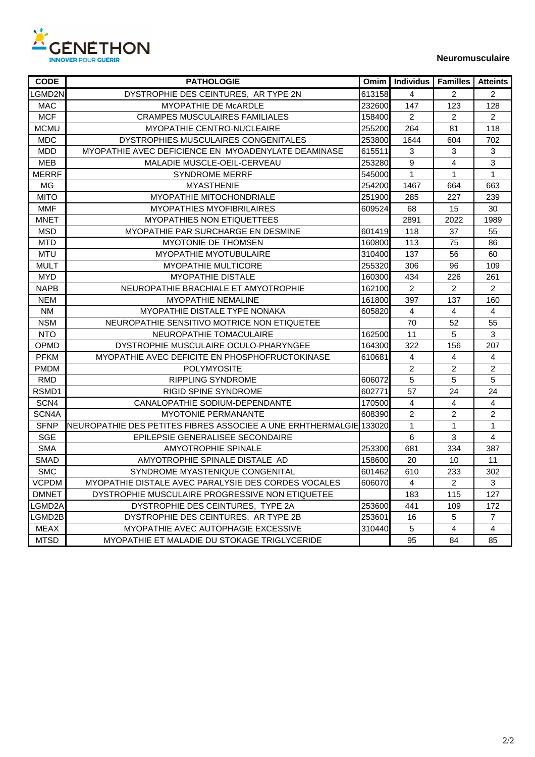GÉNÉTHON

INNOVER POUR GUERIR

**Neuromusculaire**

| CODE | PATHOLOGIE | Omim | Individus | Familles | Atteints |
|---|---|---|---|---|---|
| LGMD2N | DYSTROPHIE DES CEINTURES, AR TYPE 2N | 613158 | 4 | 2 | 2 |
| MAC | MYOPATHIE DE McARDLE | 232600 | 147 | 123 | 128 |
| MCF | CRAMPES MUSCULAIRES FAMILIALES | 158400 | 2 | 2 | 2 |
| MCMU | MYOPATHIE CENTRO-NUCLEAIRE | 255200 | 264 | 81 | 118 |
| MDC | DYSTROPHIES MUSCULAIRES CONGENITALES | 253800 | 1644 | 604 | 702 |
| MDD | MYOPATHIE AVEC DEFICIENCE EN MYOADENYLATE DEAMINASE | 615511 | 3 | 3 | 3 |
| MEB | MALADIE MUSCLE-OEIL-CERVEAU | 253280 | 9 | 4 | 3 |
| MERRF | SYNDROME MERRF | 545000 | 1 | 1 | 1 |
| MG | MYASTHENIE | 254200 | 1467 | 664 | 663 |
| MITO | MYOPATHIE MITOCHONDRIALE | 251900 | 285 | 227 | 239 |
| MMF | MYOPATHIES MYOFIBRILAIRES | 609524 | 68 | 15 | 30 |
| MNET | MYOPATHIES NON ETIQUETTEES | | 2891 | 2022 | 1989 |
| MSD | MYOPATHIE PAR SURCHARGE EN DESMINE | 601419 | 118 | 37 | 55 |
| MTD | MYOTONIE DE THOMSEN | 160800 | 113 | 75 | 86 |
| MTU | MYOPATHIE MYOTUBULAIRE | 310400 | 137 | 56 | 60 |
| MULT | MYOPATHIE MULTICORE | 255320 | 306 | 96 | 109 |
| MYD | MYOPATHIE DISTALE | 160300 | 434 | 226 | 261 |
| NAPB | NEUROPATHIE BRACHIALE ET AMYOTROPHIE | 162100 | 2 | 2 | 2 |
| NEM | MYOPATHIE NEMALINE | 161800 | 397 | 137 | 160 |
| NM | MYOPATHIE DISTALE TYPE NONAKA | 605820 | 4 | 4 | 4 |
| NSM | NEUROPATHIE SENSITIVO MOTRICE NON ETIQUETEE | | 70 | 52 | 55 |
| NTO | NEUROPATHIE TOMACULAIRE | 162500 | 11 | 5 | 3 |
| OPMD | DYSTROPHIE MUSCULAIRE OCULO-PHARYNGEE | 164300 | 322 | 156 | 207 |
| PFKM | MYOPATHIE AVEC DEFICITE EN PHOSPHOFRUCTOKINASE | 610681 | 4 | 4 | 4 |
| PMDM | POLYMYOSITE | | 2 | 2 | 2 |
| RMD | RIPPLING SYNDROME | 606072 | 5 | 5 | 5 |
| RSMD1 | RIGID SPINE SYNDROME | 602771 | 57 | 24 | 24 |
| SCN4 | CANALOPATHIE SODIUM-DEPENDANTE | 170500 | 4 | 4 | 4 |
| SCN4A | MYOTONIE PERMANANTE | 608390 | 2 | 2 | 2 |
| SFNP | NEUROPATHIE DES PETITES FIBRES ASSOCIEE A UNE ERHTHERMALGIE | 133020 | 1 | 1 | 1 |
| SGE | EPILEPSIE GENERALISEE SECONDAIRE | | 6 | 3 | 4 |
| SMA | AMYOTROPHIE SPINALE | 253300 | 681 | 334 | 387 |
| SMAD | AMYOTROPHIE SPINALE DISTALE AD | 158600 | 20 | 10 | 11 |
| SMC | SYNDROME MYASTENIQUE CONGENITAL | 601462 | 610 | 233 | 302 |
| VCPDM | MYOPATHIE DISTALE AVEC PARALYSIE DES CORDES VOCALES | 606070 | 4 | 2 | 3 |
| DMNET | DYSTROPHIE MUSCULAIRE PROGRESSIVE NON ETIQUETEE | | 183 | 115 | 127 |
| LGMD2A | DYSTROPHIE DES CEINTURES, TYPE 2A | 253600 | 441 | 109 | 172 |
| LGMD2B | DYSTROPHIE DES CEINTURES, AR TYPE 2B | 253601 | 16 | 5 | 7 |
| MEAX | MYOPATHIE AVEC AUTOPHAGIE EXCESSIVE | 310440 | 5 | 4 | 4 |
| MTSD | MYOPATHIE ET MALADIE DU STOKAGE TRIGLYCERIDE | | 95 | 84 | 85 |